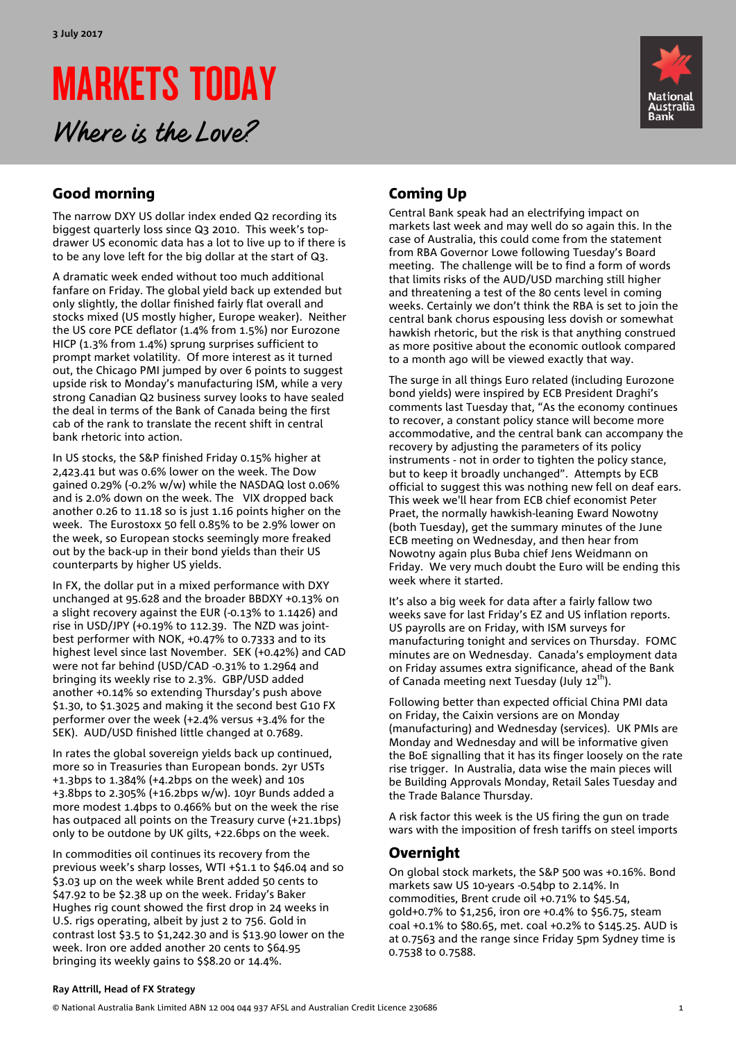3 July 2017

# MARKETS TODAY

*Where is the Love?*

## Good morning

The narrow DXY US dollar index ended Q2 recording its biggest quarterly loss since Q3 2010. This week's top-drawer US economic data has a lot to live up to if there is to be any love left for the big dollar at the start of Q3.

A dramatic week ended without too much additional fanfare on Friday. The global yield back up extended but only slightly, the dollar finished fairly flat overall and stocks mixed (US mostly higher, Europe weaker). Neither the US core PCE deflator (1.4% from 1.5%) nor Eurozone HICP (1.3% from 1.4%) sprung surprises sufficient to prompt market volatility. Of more interest as it turned out, the Chicago PMI jumped by over 6 points to suggest upside risk to Monday's manufacturing ISM, while a very strong Canadian Q2 business survey looks to have sealed the deal in terms of the Bank of Canada being the first cab of the rank to translate the recent shift in central bank rhetoric into action.

In US stocks, the S&P finished Friday 0.15% higher at 2,423.41 but was 0.6% lower on the week. The Dow gained 0.29% (-0.2% w/w) while the NASDAQ lost 0.06% and is 2.0% down on the week. The VIX dropped back another 0.26 to 11.18 so is just 1.16 points higher on the week. The Eurostoxx 50 fell 0.85% to be 2.9% lower on the week, so European stocks seemingly more freaked out by the back-up in their bond yields than their US counterparts by higher US yields.

In FX, the dollar put in a mixed performance with DXY unchanged at 95.628 and the broader BBDXY +0.13% on a slight recovery against the EUR (-0.13% to 1.1426) and rise in USD/JPY (+0.19% to 112.39. The NZD was joint-best performer with NOK, +0.47% to 0.7333 and to its highest level since last November. SEK (+0.42%) and CAD were not far behind (USD/CAD -0.31% to 1.2964 and bringing its weekly rise to 2.3%. GBP/USD added another +0.14% so extending Thursday's push above \$1.30, to \$1.3025 and making it the second best G10 FX performer over the week (+2.4% versus +3.4% for the SEK). AUD/USD finished little changed at 0.7689.

In rates the global sovereign yields back up continued, more so in Treasuries than European bonds. 2yr USTs +1.3bps to 1.384% (+4.2bps on the week) and 10s +3.8bps to 2.305% (+16.2bps w/w). 10yr Bunds added a more modest 1.4bps to 0.466% but on the week the rise has outpaced all points on the Treasury curve (+21.1bps) only to be outdone by UK gilts, +22.6bps on the week.

In commodities oil continues its recovery from the previous week's sharp losses, WTI +\$1.1 to \$46.04 and so \$3.03 up on the week while Brent added 50 cents to \$47.92 to be \$2.38 up on the week. Friday's Baker Hughes rig count showed the first drop in 24 weeks in U.S. rigs operating, albeit by just 2 to 756. Gold in contrast lost \$3.5 to \$1,242.30 and is \$13.90 lower on the week. Iron ore added another 20 cents to \$64.95 bringing its weekly gains to \$\$8.20 or 14.4%.

## Coming Up

Central Bank speak had an electrifying impact on markets last week and may well do so again this. In the case of Australia, this could come from the statement from RBA Governor Lowe following Tuesday's Board meeting. The challenge will be to find a form of words that limits risks of the AUD/USD marching still higher and threatening a test of the 80 cents level in coming weeks. Certainly we don't think the RBA is set to join the central bank chorus espousing less dovish or somewhat hawkish rhetoric, but the risk is that anything construed as more positive about the economic outlook compared to a month ago will be viewed exactly that way.

The surge in all things Euro related (including Eurozone bond yields) were inspired by ECB President Draghi's comments last Tuesday that, "As the economy continues to recover, a constant policy stance will become more accommodative, and the central bank can accompany the recovery by adjusting the parameters of its policy instruments - not in order to tighten the policy stance, but to keep it broadly unchanged". Attempts by ECB official to suggest this was nothing new fell on deaf ears. This week we'll hear from ECB chief economist Peter Praet, the normally hawkish-leaning Eward Nowotny (both Tuesday), get the summary minutes of the June ECB meeting on Wednesday, and then hear from Nowotny again plus Buba chief Jens Weidmann on Friday. We very much doubt the Euro will be ending this week where it started.

It's also a big week for data after a fairly fallow two weeks save for last Friday's EZ and US inflation reports. US payrolls are on Friday, with ISM surveys for manufacturing tonight and services on Thursday. FOMC minutes are on Wednesday. Canada's employment data on Friday assumes extra significance, ahead of the Bank of Canada meeting next Tuesday (July 12th).

Following better than expected official China PMI data on Friday, the Caixin versions are on Monday (manufacturing) and Wednesday (services). UK PMIs are Monday and Wednesday and will be informative given the BoE signalling that it has its finger loosely on the rate rise trigger. In Australia, data wise the main pieces will be Building Approvals Monday, Retail Sales Tuesday and the Trade Balance Thursday.

A risk factor this week is the US firing the gun on trade wars with the imposition of fresh tariffs on steel imports

## Overnight

On global stock markets, the S&P 500 was +0.16%. Bond markets saw US 10-years -0.54bp to 2.14%. In commodities, Brent crude oil +0.71% to \$45.54, gold+0.7% to \$1,256, iron ore +0.4% to \$56.75, steam coal +0.1% to \$80.65, met. coal +0.2% to \$145.25. AUD is at 0.7563 and the range since Friday 5pm Sydney time is 0.7538 to 0.7588.

**Ray Attrill, Head of FX Strategy**

© National Australia Bank Limited ABN 12 004 044 937 AFSL and Australian Credit Licence 230686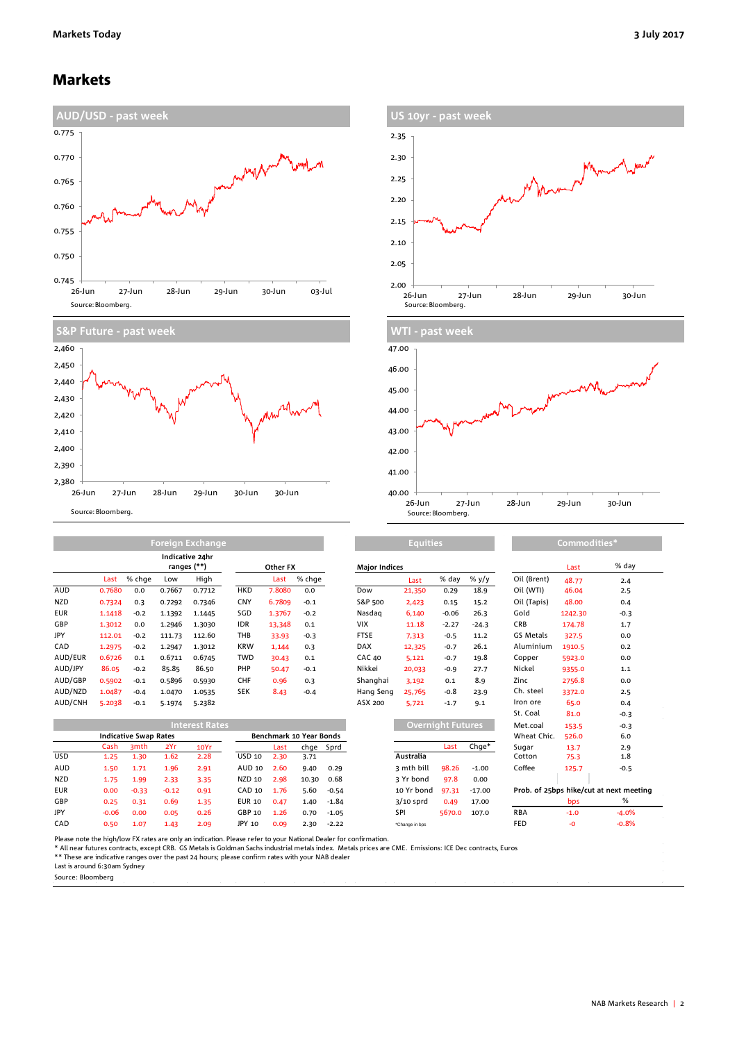# Markets

## AUD/USD - past week

0.775
0.770
0.765
0.760
0.755
0.750
0.745
26-Jun 27-Jun 28-Jun 29-Jun 30-Jun 03-Jul

Source: Bloomberg.

## US 10yr - past week

2.35
2.30
2.25
2.20
2.15
2.10
2.05
2.00
26-Jun 27-Jun 28-Jun 29-Jun 30-Jun

Source: Bloomberg.

## S&P Future - past week

2,460
2,450
2,440
2,430
2,420
2,410
2,400
2,390
2,380
26-Jun 27-Jun 28-Jun 29-Jun 30-Jun 30-Jun

Source: Bloomberg.

## WTI - past week

47.00
46.00
45.00
44.00
43.00
42.00
41.00
40.00
26-Jun 27-Jun 28-Jun 29-Jun 30-Jun

Source: Bloomberg.

## Foreign Exchange

| | Last | % chge | Indicative 24hr ranges (**) Low | High | Other FX | Last | % chge |
|---|---|---|---|---|---|---|---|
| AUD | 0.7680 | 0.0 | 0.7667 | 0.7712 | HKD | 7.8080 | 0.0 |
| NZD | 0.7324 | 0.3 | 0.7292 | 0.7346 | CNY | 6.7809 | -0.1 |
| EUR | 1.1418 | -0.2 | 1.1392 | 1.1445 | SGD | 1.3767 | -0.2 |
| GBP | 1.3012 | 0.0 | 1.2946 | 1.3030 | IDR | 13,348 | 0.1 |
| JPY | 112.01 | -0.2 | 111.73 | 112.60 | THB | 33.93 | -0.3 |
| CAD | 1.2975 | -0.2 | 1.2947 | 1.3012 | KRW | 1,144 | 0.3 |
| AUD/EUR | 0.6726 | 0.1 | 0.6711 | 0.6745 | TWD | 30.43 | 0.1 |
| AUD/JPY | 86.05 | -0.2 | 85.85 | 86.50 | PHP | 50.47 | -0.1 |
| AUD/GBP | 0.5902 | -0.1 | 0.5896 | 0.5930 | CHF | 0.96 | 0.3 |
| AUD/NZD | 1.0487 | -0.4 | 1.0470 | 1.0535 | SEK | 8.43 | -0.4 |
| AUD/CNH | 5.2038 | -0.1 | 5.1974 | 5.2382 | | | |

## Equities

| Major Indices | Last | % day | % y/y |
|---|---|---|---|
| Dow | 21,350 | 0.29 | 18.9 |
| S&P 500 | 2,423 | 0.15 | 15.2 |
| Nasdaq | 6,140 | -0.06 | 26.3 |
| VIX | 11.18 | -2.27 | -24.3 |
| FTSE | 7,313 | -0.5 | 11.2 |
| DAX | 12,325 | -0.7 | 26.1 |
| CAC 40 | 5,121 | -0.7 | 19.8 |
| Nikkei | 20,033 | -0.9 | 27.7 |
| Shanghai | 3,192 | 0.1 | 8.9 |
| Hang Seng | 25,765 | -0.8 | 23.9 |
| ASX 200 | 5,721 | -1.7 | 9.1 |

## Commodities*

| | Last | % day |
|---|---|---|
| Oil (Brent) | 48.77 | 2.4 |
| Oil (WTI) | 46.04 | 2.5 |
| Oil (Tapis) | 48.00 | 0.4 |
| Gold | 1242.30 | -0.3 |
| CRB | 174.78 | 1.7 |
| GS Metals | 327.5 | 0.0 |
| Aluminium | 1910.5 | 0.2 |
| Copper | 5923.0 | 0.0 |
| Nickel | 9355.0 | 1.1 |
| Zinc | 2756.8 | 0.0 |
| Ch. steel | 3372.0 | 2.5 |
| Iron ore | 65.0 | 0.4 |
| St. Coal | 81.0 | -0.3 |
| Met.coal | 153.5 | -0.3 |
| Wheat Chic. | 526.0 | 6.0 |
| Sugar | 13.7 | 2.9 |
| Cotton | 75.3 | 1.8 |
| Coffee | 125.7 | -0.5 |

**Prob. of 25bps hike/cut at next meeting**

| | bps | % |
|---|---|---|
| RBA | -1.0 | -4.0% |
| FED | -0 | -0.8% |

## Interest Rates

| Indicative Swap Rates | Cash | 3mth | 2Yr | 10Yr | Benchmark 10 Year Bonds | Last | chge | Sprd |
|---|---|---|---|---|---|---|---|---|
| USD | 1.25 | 1.30 | 1.62 | 2.28 | USD 10 | 2.30 | 3.71 | |
| AUD | 1.50 | 1.71 | 1.96 | 2.91 | AUD 10 | 2.60 | 9.40 | 0.29 |
| NZD | 1.75 | 1.99 | 2.33 | 3.35 | NZD 10 | 2.98 | 10.30 | 0.68 |
| EUR | 0.00 | -0.33 | -0.12 | 0.91 | CAD 10 | 1.76 | 5.60 | -0.54 |
| GBP | 0.25 | 0.31 | 0.69 | 1.35 | EUR 10 | 0.47 | 1.40 | -1.84 |
| JPY | -0.06 | 0.00 | 0.05 | 0.26 | GBP 10 | 1.26 | 0.70 | -1.05 |
| CAD | 0.50 | 1.07 | 1.43 | 2.09 | JPY 10 | 0.09 | 2.30 | -2.22 |

## Overnight Futures

| | Last | Chge* |
|---|---|---|
| **Australia** | | |
| 3 mth bill | 98.26 | -1.00 |
| 3 Yr bond | 97.8 | 0.00 |
| 10 Yr bond | 97.31 | -17.00 |
| 3/10 sprd | 0.49 | 17.00 |
| SPI | 5670.0 | 107.0 |

*Change in bps

Please note the high/low FX rates are only an indication. Please refer to your National Dealer for confirmation.
* All near futures contracts, except CRB. GS Metals is Goldman Sachs industrial metals index. Metals prices are CME. Emissions: ICE Dec contracts, Euros
** These are indicative ranges over the past 24 hours; please confirm rates with your NAB dealer
Last is around 6:30am Sydney
Source: Bloomberg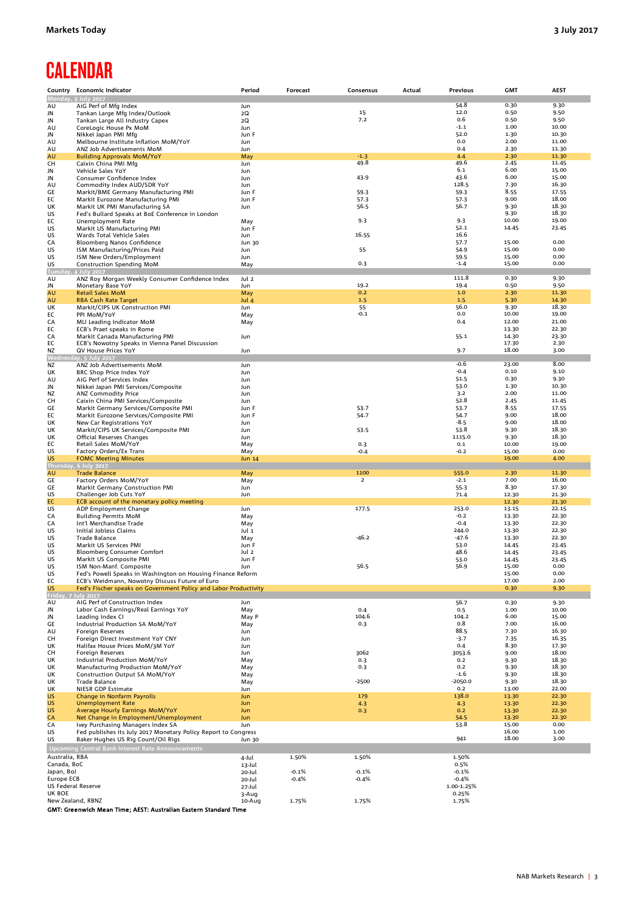# CALENDAR

| Country | Economic Indicator | Period | Forecast | Consensus | Actual | Previous | GMT | AEST |
|---|---|---|---|---|---|---|---|---|
| **Monday, 3 July 2017** | | | | | | | | |
| AU | AiG Perf of Mfg Index | Jun | | | | 54.8 | 0.30 | 9.30 |
| JN | Tankan Large Mfg Index/Outlook | 2Q | | 15 | | 12.0 | 0.50 | 9.50 |
| JN | Tankan Large All Industry Capex | 2Q | | 7.2 | | 0.6 | 0.50 | 9.50 |
| AU | CoreLogic House Px MoM | Jun | | | | -1.1 | 1.00 | 10.00 |
| JN | Nikkei Japan PMI Mfg | Jun F | | | | 52.0 | 1.30 | 10.30 |
| AU | Melbourne Institute Inflation MoM/YoY | Jun | | | | 0.0 | 2.00 | 11.00 |
| AU | ANZ Job Advertisements MoM | Jun | | | | 0.4 | 2.30 | 11.30 |
| AU | Building Approvals MoM/YoY | May | | -1.3 | | 4.4 | 2.30 | 11.30 |
| CH | Caixin China PMI Mfg | Jun | | 49.8 | | 49.6 | 2.45 | 11.45 |
| JN | Vehicle Sales YoY | Jun | | | | 6.1 | 6.00 | 15.00 |
| JN | Consumer Confidence Index | Jun | | 43.9 | | 43.6 | 6.00 | 15.00 |
| AU | Commodity Index AUD/SDR YoY | Jun | | | | 128.5 | 7.30 | 16.30 |
| GE | Markit/BME Germany Manufacturing PMI | Jun F | | 59.3 | | 59.3 | 8.55 | 17.55 |
| EC | Markit Eurozone Manufacturing PMI | Jun F | | 57.3 | | 57.3 | 9.00 | 18.00 |
| UK | Markit UK PMI Manufacturing SA | Jun | | 56.5 | | 56.7 | 9.30 | 18.30 |
| US | Fed's Bullard Speaks at BoE Conference in London | | | | | | 9.30 | 18.30 |
| EC | Unemployment Rate | May | | 9.3 | | 9.3 | 10.00 | 19.00 |
| US | Markit US Manufacturing PMI | Jun F | | | | 52.1 | 14.45 | 23.45 |
| US | Wards Total Vehicle Sales | Jun | | 16.55 | | 16.6 | | |
| CA | Bloomberg Nanos Confidence | Jun 30 | | | | 57.7 | 15.00 | 0.00 |
| US | ISM Manufacturing/Prices Paid | Jun | | 55 | | 54.9 | 15.00 | 0.00 |
| US | ISM New Orders/Employment | Jun | | | | 59.5 | 15.00 | 0.00 |
| US | Construction Spending MoM | May | | 0.3 | | -1.4 | 15.00 | 0.00 |
| **Tuesday, 4 July 2017** | | | | | | | | |
| AU | ANZ Roy Morgan Weekly Consumer Confidence Index | Jul 2 | | | | 111.8 | 0.30 | 9.30 |
| JN | Monetary Base YoY | Jun | | 19.2 | | 19.4 | 0.50 | 9.50 |
| AU | Retail Sales MoM | May | | 0.2 | | 1.0 | 2.30 | 11.30 |
| AU | RBA Cash Rate Target | Jul 4 | | 1.5 | | 1.5 | 5.30 | 14.30 |
| UK | Markit/CIPS UK Construction PMI | Jun | | 55 | | 56.0 | 9.30 | 18.30 |
| EC | PPI MoM/YoY | May | | -0.1 | | 0.0 | 10.00 | 19.00 |
| CA | MLI Leading Indicator MoM | May | | | | 0.4 | 12.00 | 21.00 |
| EC | ECB's Praet speaks in Rome | | | | | | 13.30 | 22.30 |
| CA | Markit Canada Manufacturing PMI | Jun | | | | 55.1 | 14.30 | 23.30 |
| EC | ECB's Nowotny Speaks in Vienna Panel Discussion | | | | | | 17.30 | 2.30 |
| NZ | QV House Prices YoY | Jun | | | | 9.7 | 18.00 | 3.00 |
| **Wednesday, 5 July 2017** | | | | | | | | |
| NZ | ANZ Job Advertisements MoM | Jun | | | | -0.6 | 23.00 | 8.00 |
| UK | BRC Shop Price Index YoY | Jun | | | | -0.4 | 0.10 | 9.10 |
| AU | AiG Perf of Services Index | Jun | | | | 51.5 | 0.30 | 9.30 |
| JN | Nikkei Japan PMI Services/Composite | Jun | | | | 53.0 | 1.30 | 10.30 |
| NZ | ANZ Commodity Price | Jun | | | | 3.2 | 2.00 | 11.00 |
| CH | Caixin China PMI Services/Composite | Jun | | | | 52.8 | 2.45 | 11.45 |
| GE | Markit Germany Services/Composite PMI | Jun F | | 53.7 | | 53.7 | 8.55 | 17.55 |
| EC | Markit Eurozone Services/Composite PMI | Jun F | | 54.7 | | 54.7 | 9.00 | 18.00 |
| UK | New Car Registrations YoY | Jun | | | | -8.5 | 9.00 | 18.00 |
| UK | Markit/CIPS UK Services/Composite PMI | Jun | | 53.5 | | 53.8 | 9.30 | 18.30 |
| UK | Official Reserves Changes | Jun | | | | 1115.0 | 9.30 | 18.30 |
| EC | Retail Sales MoM/YoY | May | | 0.3 | | 0.1 | 10.00 | 19.00 |
| US | Factory Orders/Ex Trans | May | | -0.4 | | -0.2 | 15.00 | 0.00 |
| US | FOMC Meeting Minutes | Jun 14 | | | | | 19.00 | 4.00 |
| **Thursday, 6 July 2017** | | | | | | | | |
| AU | Trade Balance | May | | 1100 | | 555.0 | 2.30 | 11.30 |
| GE | Factory Orders MoM/YoY | May | | 2 | | -2.1 | 7.00 | 16.00 |
| GE | Markit Germany Construction PMI | Jun | | | | 55.3 | 8.30 | 17.30 |
| US | Challenger Job Cuts YoY | Jun | | | | 71.4 | 12.30 | 21.30 |
| EC | ECB account of the monetary policy meeting | | | | | | 12.30 | 21.30 |
| US | ADP Employment Change | Jun | | 177.5 | | 253.0 | 13.15 | 22.15 |
| CA | Building Permits MoM | May | | | | -0.2 | 13.30 | 22.30 |
| CA | Int'l Merchandise Trade | May | | | | -0.4 | 13.30 | 22.30 |
| US | Initial Jobless Claims | Jul 1 | | | | 244.0 | 13.30 | 22.30 |
| US | Trade Balance | May | | -46.2 | | -47.6 | 13.30 | 22.30 |
| US | Markit US Services PMI | Jun F | | | | 53.0 | 14.45 | 23.45 |
| US | Bloomberg Consumer Comfort | Jul 2 | | | | 48.6 | 14.45 | 23.45 |
| US | Markit US Composite PMI | Jun F | | | | 53.0 | 14.45 | 23.45 |
| US | ISM Non-Manf. Composite | Jun | | 56.5 | | 56.9 | 15.00 | 0.00 |
| US | Fed's Powell Speaks in Washington on Housing Finance Reform | | | | | | 15.00 | 0.00 |
| EC | ECB's Weidmann, Nowotny Discuss Future of Euro | | | | | | 17.00 | 2.00 |
| US | Fed's Fischer speaks on Government Policy and Labor Productivity | | | | | | 0.30 | 9.30 |
| **Friday, 7 July 2017** | | | | | | | | |
| AU | AiG Perf of Construction Index | Jun | | | | 56.7 | 0.30 | 9.30 |
| JN | Labor Cash Earnings/Real Earnings YoY | May | | 0.4 | | 0.5 | 1.00 | 10.00 |
| JN | Leading Index CI | May P | | 104.6 | | 104.2 | 6.00 | 15.00 |
| GE | Industrial Production SA MoM/YoY | May | | 0.3 | | 0.8 | 7.00 | 16.00 |
| AU | Foreign Reserves | Jun | | | | 88.5 | 7.30 | 16.30 |
| CH | Foreign Direct Investment YoY CNY | Jun | | | | -3.7 | 7.35 | 16.35 |
| UK | Halifax House Prices MoM/3M YoY | Jun | | | | 0.4 | 8.30 | 17.30 |
| CH | Foreign Reserves | Jun | | 3062 | | 3053.6 | 9.00 | 18.00 |
| UK | Industrial Production MoM/YoY | May | | 0.3 | | 0.2 | 9.30 | 18.30 |
| UK | Manufacturing Production MoM/YoY | May | | 0.3 | | 0.2 | 9.30 | 18.30 |
| UK | Construction Output SA MoM/YoY | May | | | | -1.6 | 9.30 | 18.30 |
| UK | Trade Balance | May | | -2500 | | -2050.0 | 9.30 | 18.30 |
| UK | NIESR GDP Estimate | Jun | | | | 0.2 | 13.00 | 22.00 |
| US | Change in Nonfarm Payrolls | Jun | | 179 | | 138.0 | 13.30 | 22.30 |
| US | Unemployment Rate | Jun | | 4.3 | | 4.3 | 13.30 | 22.30 |
| US | Average Hourly Earnings MoM/YoY | Jun | | 0.3 | | 0.2 | 13.30 | 22.30 |
| CA | Net Change in Employment/Unemployment | Jun | | | | 54.5 | 13.30 | 22.30 |
| CA | Ivey Purchasing Managers Index SA | Jun | | | | 53.8 | 15.00 | 0.00 |
| US | Fed publishes its July 2017 Monetary Policy Report to Congress | | | | | | 16.00 | 1.00 |
| US | Baker Hughes US Rig Count/Oil Rigs | Jun 30 | | | | 941 | 18.00 | 3.00 |

**Upcoming Central Bank Interest Rate Announcements**

| | | Forecast | Consensus | Previous |
|---|---|---|---|---|
| Australia, RBA | 4-Jul | 1.50% | 1.50% | 1.50% |
| Canada, BoC | 13-Jul | | | 0.5% |
| Japan, BoJ | 20-Jul | -0.1% | -0.1% | -0.1% |
| Europe ECB | 20-Jul | -0.4% | -0.4% | -0.4% |
| US Federal Reserve | 27-Jul | | | 1.00-1.25% |
| UK BOE | 3-Aug | | | 0.25% |
| New Zealand, RBNZ | 10-Aug | 1.75% | 1.75% | 1.75% |

**GMT: Greenwich Mean Time; AEST: Australian Eastern Standard Time**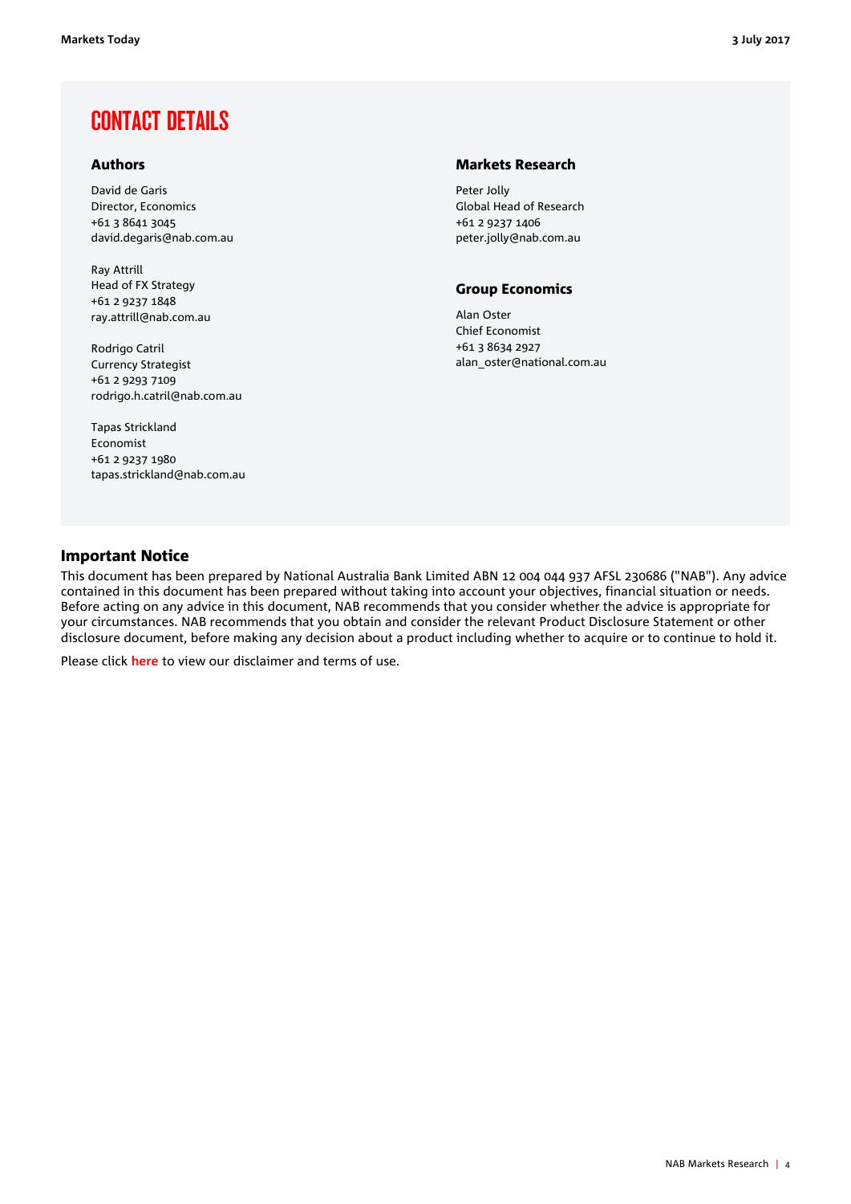# CONTACT DETAILS

### Authors

David de Garis
Director, Economics
+61 3 8641 3045
david.degaris@nab.com.au

Ray Attrill
Head of FX Strategy
+61 2 9237 1848
ray.attrill@nab.com.au

Rodrigo Catril
Currency Strategist
+61 2 9293 7109
rodrigo.h.catril@nab.com.au

Tapas Strickland
Economist
+61 2 9237 1980
tapas.strickland@nab.com.au

### Markets Research

Peter Jolly
Global Head of Research
+61 2 9237 1406
peter.jolly@nab.com.au

### Group Economics

Alan Oster
Chief Economist
+61 3 8634 2927
alan_oster@national.com.au

## Important Notice

This document has been prepared by National Australia Bank Limited ABN 12 004 044 937 AFSL 230686 ("NAB"). Any advice contained in this document has been prepared without taking into account your objectives, financial situation or needs. Before acting on any advice in this document, NAB recommends that you consider whether the advice is appropriate for your circumstances. NAB recommends that you obtain and consider the relevant Product Disclosure Statement or other disclosure document, before making any decision about a product including whether to acquire or to continue to hold it.

Please click **here** to view our disclaimer and terms of use.